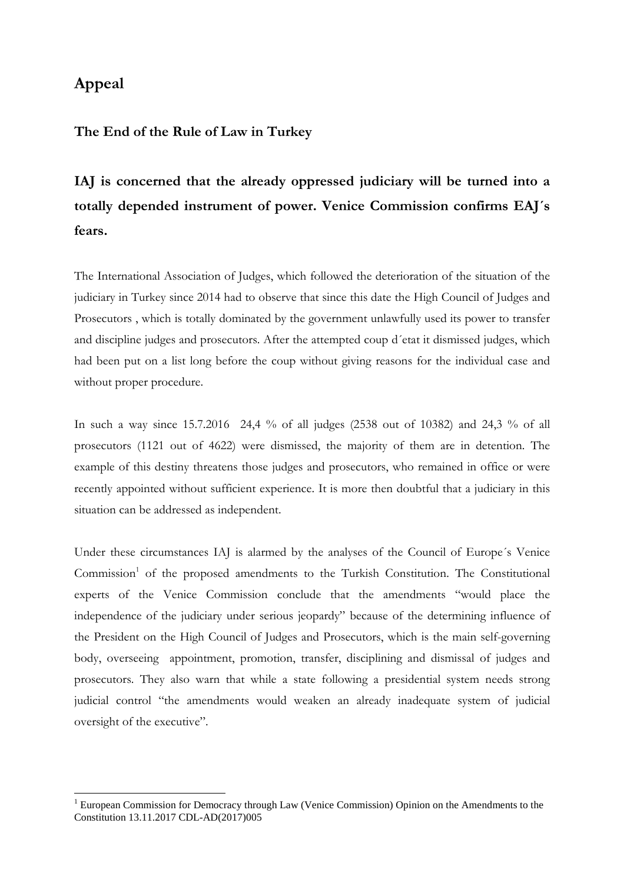# Appeal

## The End of the Rule of Law in Turkey

## IAJ is concerned that the already oppressed judiciary will be turned into a totally depended instrument of power. Venice Commission confirms EAJ´s fears.

The International Association of Judges, which followed the deterioration of the situation of the judiciary in Turkey since 2014 had to observe that since this date the High Council of Judges and Prosecutors , which is totally dominated by the government unlawfully used its power to transfer and discipline judges and prosecutors. After the attempted coup d´etat it dismissed judges, which had been put on a list long before the coup without giving reasons for the individual case and without proper procedure.

In such a way since 15.7.2016 24,4 % of all judges (2538 out of 10382) and 24,3 % of all prosecutors (1121 out of 4622) were dismissed, the majority of them are in detention. The example of this destiny threatens those judges and prosecutors, who remained in office or were recently appointed without sufficient experience. It is more then doubtful that a judiciary in this situation can be addressed as independent.

Under these circumstances IAJ is alarmed by the analyses of the Council of Europe´s Venice Commission[1] of the proposed amendments to the Turkish Constitution. The Constitutional experts of the Venice Commission conclude that the amendments "would place the independence of the judiciary under serious jeopardy" because of the determining influence of the President on the High Council of Judges and Prosecutors, which is the main self-governing body, overseeing appointment, promotion, transfer, disciplining and dismissal of judges and prosecutors. They also warn that while a state following a presidential system needs strong judicial control "the amendments would weaken an already inadequate system of judicial oversight of the executive".

---

[1] European Commission for Democracy through Law (Venice Commission) Opinion on the Amendments to the Constitution 13.11.2017 CDL-AD(2017)005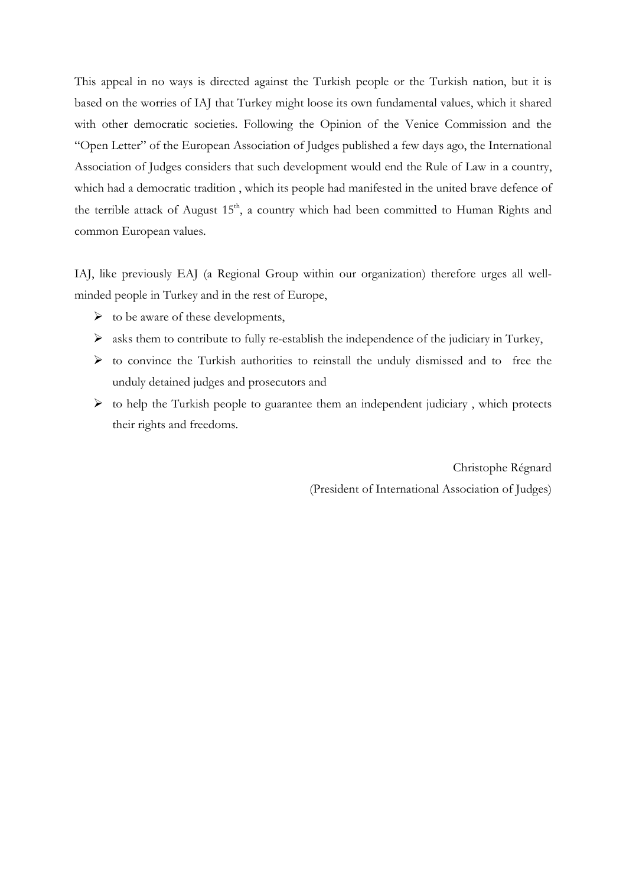This appeal in no ways is directed against the Turkish people or the Turkish nation, but it is based on the worries of IAJ that Turkey might loose its own fundamental values, which it shared with other democratic societies. Following the Opinion of the Venice Commission and the "Open Letter" of the European Association of Judges published a few days ago, the International Association of Judges considers that such development would end the Rule of Law in a country, which had a democratic tradition , which its people had manifested in the united brave defence of the terrible attack of August 15th, a country which had been committed to Human Rights and common European values.

IAJ, like previously EAJ (a Regional Group within our organization) therefore urges all well-minded people in Turkey and in the rest of Europe,

- to be aware of these developments,
- asks them to contribute to fully re-establish the independence of the judiciary in Turkey,
- to convince the Turkish authorities to reinstall the unduly dismissed and to free the unduly detained judges and prosecutors and
- to help the Turkish people to guarantee them an independent judiciary , which protects their rights and freedoms.

Christophe Régnard
(President of International Association of Judges)